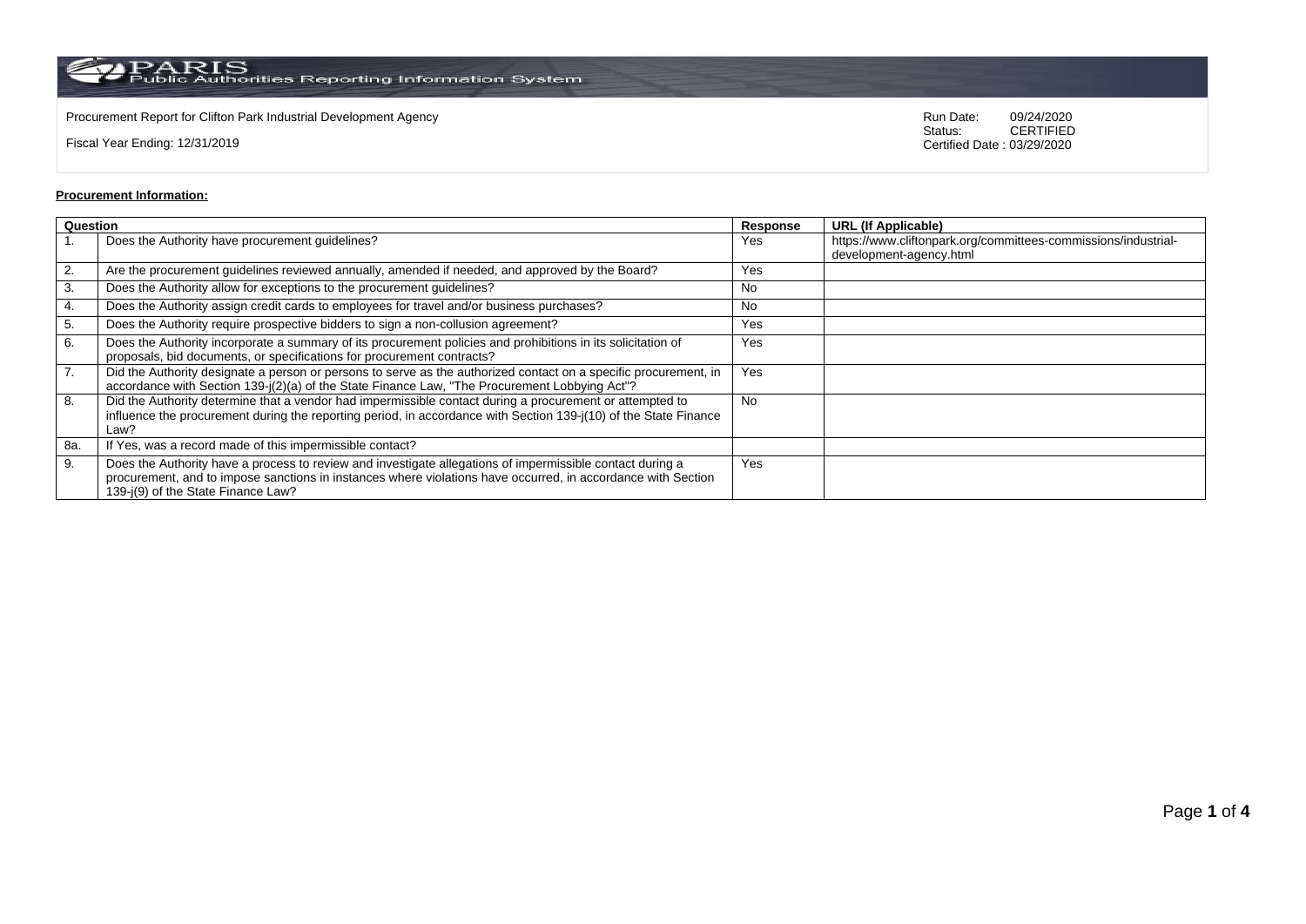PARIS Public Authorities Reporting Information System

Procurement Report for Clifton Park Industrial Development Agency

Fiscal Year Ending: 12/31/2019

Run Date: 09/24/2020
Status: CERTIFIED
Certified Date : 03/29/2020

**Procurement Information:**

| Question | | Response | URL (If Applicable) |
|---|---|---|---|
| 1. | Does the Authority have procurement guidelines? | Yes | https://www.cliftonpark.org/committees-commissions/industrial-development-agency.html |
| 2. | Are the procurement guidelines reviewed annually, amended if needed, and approved by the Board? | Yes | |
| 3. | Does the Authority allow for exceptions to the procurement guidelines? | No | |
| 4. | Does the Authority assign credit cards to employees for travel and/or business purchases? | No | |
| 5. | Does the Authority require prospective bidders to sign a non-collusion agreement? | Yes | |
| 6. | Does the Authority incorporate a summary of its procurement policies and prohibitions in its solicitation of proposals, bid documents, or specifications for procurement contracts? | Yes | |
| 7. | Did the Authority designate a person or persons to serve as the authorized contact on a specific procurement, in accordance with Section 139-j(2)(a) of the State Finance Law, "The Procurement Lobbying Act"? | Yes | |
| 8. | Did the Authority determine that a vendor had impermissible contact during a procurement or attempted to influence the procurement during the reporting period, in accordance with Section 139-j(10) of the State Finance Law? | No | |
| 8a. | If Yes, was a record made of this impermissible contact? | | |
| 9. | Does the Authority have a process to review and investigate allegations of impermissible contact during a procurement, and to impose sanctions in instances where violations have occurred, in accordance with Section 139-j(9) of the State Finance Law? | Yes | |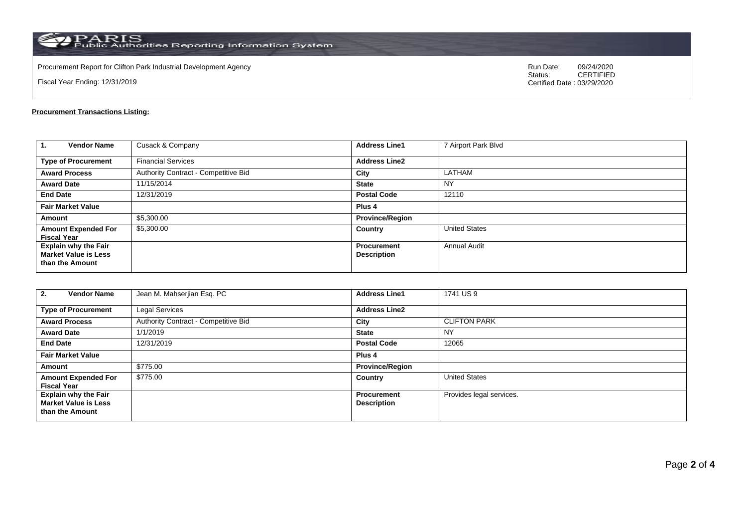PARIS Public Authorities Reporting Information System

Procurement Report for Clifton Park Industrial Development Agency

Fiscal Year Ending: 12/31/2019

Run Date: 09/24/2020
Status: CERTIFIED
Certified Date : 03/29/2020

**Procurement Transactions Listing:**

| **1. Vendor Name** | Cusack & Company | **Address Line1** | 7 Airport Park Blvd |
|---|---|---|---|
| **Type of Procurement** | Financial Services | **Address Line2** | |
| **Award Process** | Authority Contract - Competitive Bid | **City** | LATHAM |
| **Award Date** | 11/15/2014 | **State** | NY |
| **End Date** | 12/31/2019 | **Postal Code** | 12110 |
| **Fair Market Value** | | **Plus 4** | |
| **Amount** | $5,300.00 | **Province/Region** | |
| **Amount Expended For Fiscal Year** | $5,300.00 | **Country** | United States |
| **Explain why the Fair Market Value is Less than the Amount** | | **Procurement Description** | Annual Audit |

| **2. Vendor Name** | Jean M. Mahserjian Esq. PC | **Address Line1** | 1741 US 9 |
|---|---|---|---|
| **Type of Procurement** | Legal Services | **Address Line2** | |
| **Award Process** | Authority Contract - Competitive Bid | **City** | CLIFTON PARK |
| **Award Date** | 1/1/2019 | **State** | NY |
| **End Date** | 12/31/2019 | **Postal Code** | 12065 |
| **Fair Market Value** | | **Plus 4** | |
| **Amount** | $775.00 | **Province/Region** | |
| **Amount Expended For Fiscal Year** | $775.00 | **Country** | United States |
| **Explain why the Fair Market Value is Less than the Amount** | | **Procurement Description** | Provides legal services. |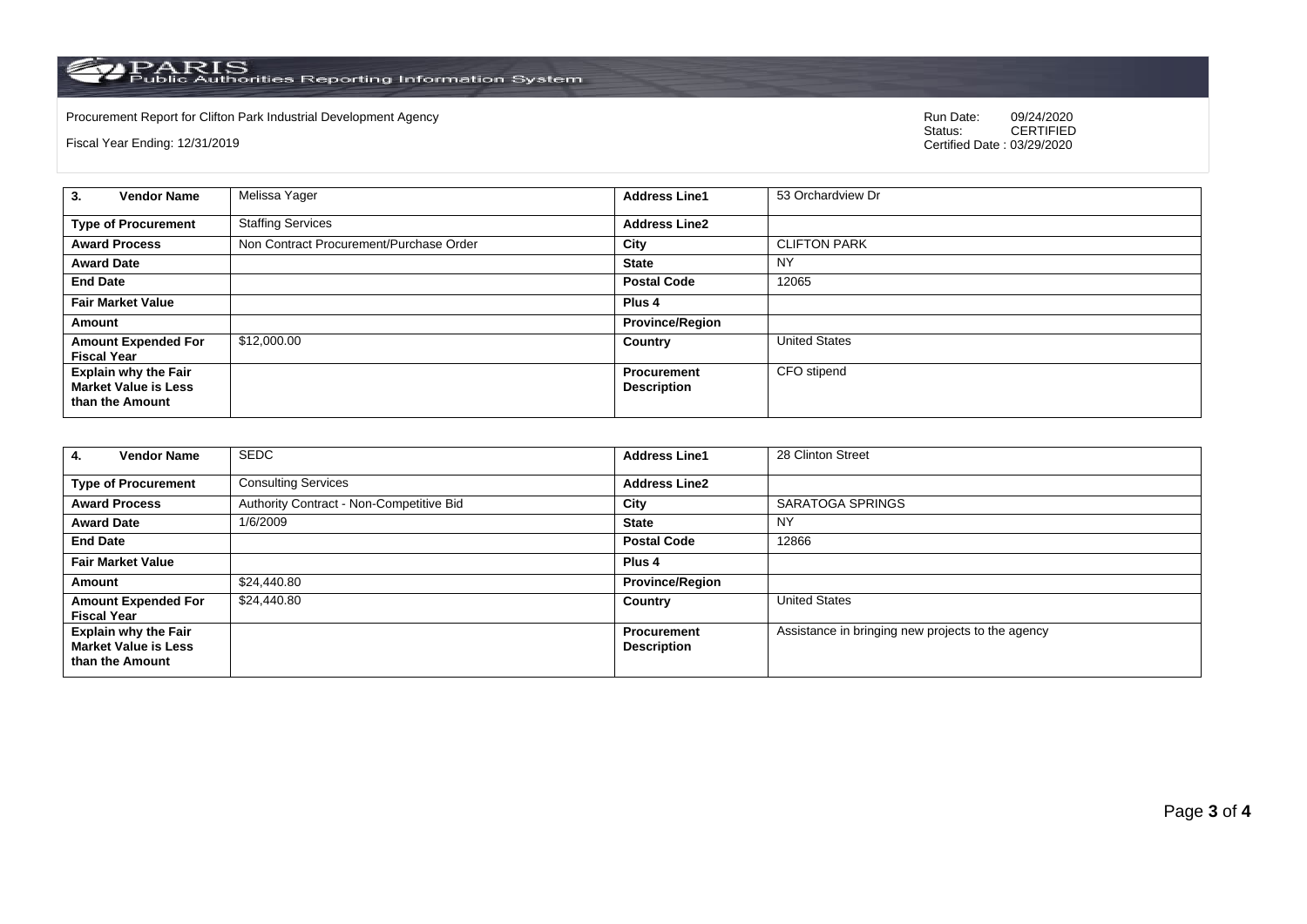Procurement Report for Clifton Park Industrial Development Agency

Fiscal Year Ending: 12/31/2019

Run Date: 09/24/2020
Status: CERTIFIED
Certified Date : 03/29/2020

| **3. Vendor Name** | Melissa Yager | **Address Line1** | 53 Orchardview Dr |
|---|---|---|---|
| **Type of Procurement** | Staffing Services | **Address Line2** | |
| **Award Process** | Non Contract Procurement/Purchase Order | **City** | CLIFTON PARK |
| **Award Date** | | **State** | NY |
| **End Date** | | **Postal Code** | 12065 |
| **Fair Market Value** | | **Plus 4** | |
| **Amount** | | **Province/Region** | |
| **Amount Expended For Fiscal Year** | $12,000.00 | **Country** | United States |
| **Explain why the Fair Market Value is Less than the Amount** | | **Procurement Description** | CFO stipend |

| **4. Vendor Name** | SEDC | **Address Line1** | 28 Clinton Street |
|---|---|---|---|
| **Type of Procurement** | Consulting Services | **Address Line2** | |
| **Award Process** | Authority Contract - Non-Competitive Bid | **City** | SARATOGA SPRINGS |
| **Award Date** | 1/6/2009 | **State** | NY |
| **End Date** | | **Postal Code** | 12866 |
| **Fair Market Value** | | **Plus 4** | |
| **Amount** | $24,440.80 | **Province/Region** | |
| **Amount Expended For Fiscal Year** | $24,440.80 | **Country** | United States |
| **Explain why the Fair Market Value is Less than the Amount** | | **Procurement Description** | Assistance in bringing new projects to the agency |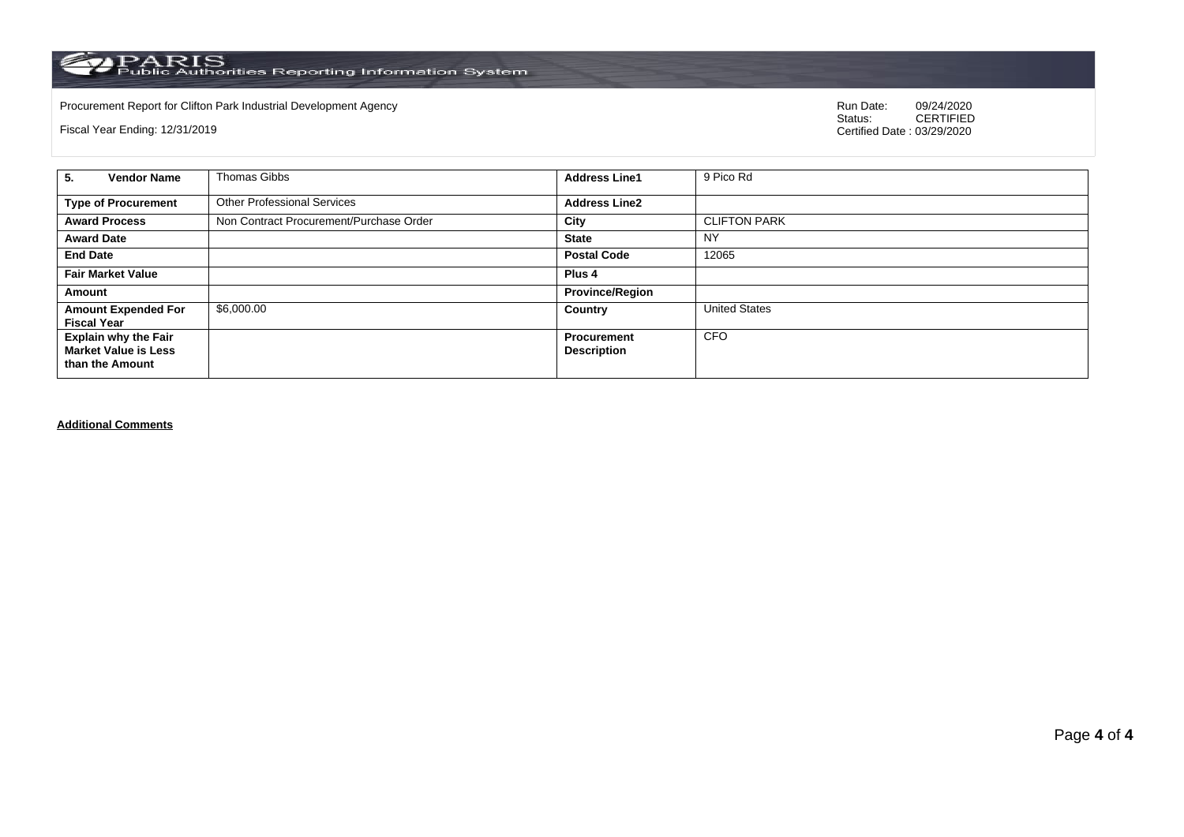# PARIS Public Authorities Reporting Information System

Procurement Report for Clifton Park Industrial Development Agency

Fiscal Year Ending: 12/31/2019

Run Date: 09/24/2020
Status: CERTIFIED
Certified Date : 03/29/2020

| | | | |
|---|---|---|---|
| **5. Vendor Name** | Thomas Gibbs | **Address Line1** | 9 Pico Rd |
| **Type of Procurement** | Other Professional Services | **Address Line2** | |
| **Award Process** | Non Contract Procurement/Purchase Order | **City** | CLIFTON PARK |
| **Award Date** | | **State** | NY |
| **End Date** | | **Postal Code** | 12065 |
| **Fair Market Value** | | **Plus 4** | |
| **Amount** | | **Province/Region** | |
| **Amount Expended For Fiscal Year** | $6,000.00 | **Country** | United States |
| **Explain why the Fair Market Value is Less than the Amount** | | **Procurement Description** | CFO |

**Additional Comments**